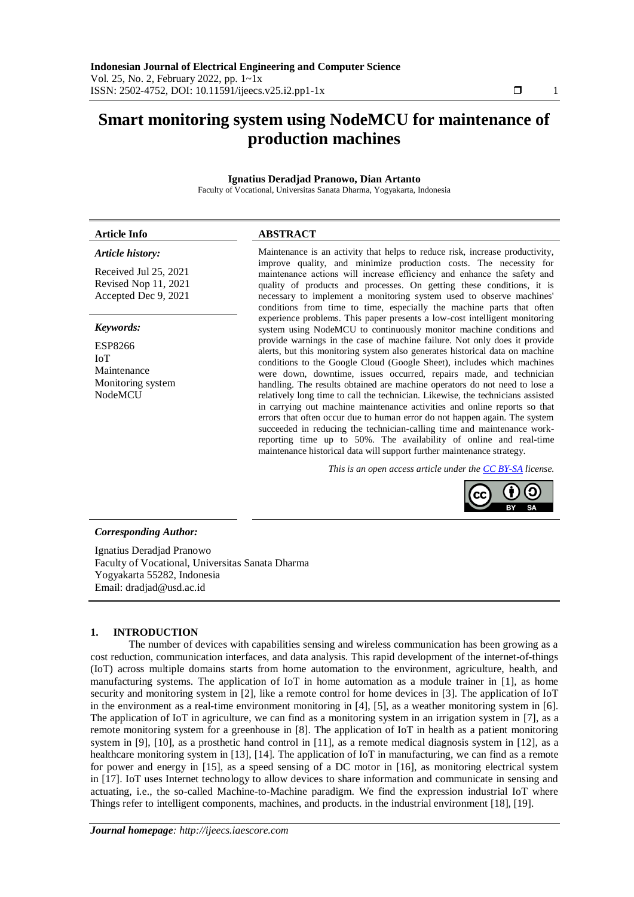# Smart monitoring system using NodeMCU for maintenance of production machines

**Ignatius Deradjad Pranowo, Dian Artanto**

Faculty of Vocational, Universitas Sanata Dharma, Yogyakarta, Indonesia

| **Article Info** | **ABSTRACT** |
|---|---|

***Article history:***

Received Jul 25, 2021
Revised Nop 11, 2021
Accepted Dec 9, 2021

***Keywords:***

ESP8266
IoT
Maintenance
Monitoring system
NodeMCU

## ABSTRACT

Maintenance is an activity that helps to reduce risk, increase productivity, improve quality, and minimize production costs. The necessity for maintenance actions will increase efficiency and enhance the safety and quality of products and processes. On getting these conditions, it is necessary to implement a monitoring system used to observe machines' conditions from time to time, especially the machine parts that often experience problems. This paper presents a low-cost intelligent monitoring system using NodeMCU to continuously monitor machine conditions and provide warnings in the case of machine failure. Not only does it provide alerts, but this monitoring system also generates historical data on machine conditions to the Google Cloud (Google Sheet), includes which machines were down, downtime, issues occurred, repairs made, and technician handling. The results obtained are machine operators do not need to lose a relatively long time to call the technician. Likewise, the technicians assisted in carrying out machine maintenance activities and online reports so that errors that often occur due to human error do not happen again. The system succeeded in reducing the technician-calling time and maintenance work-reporting time up to 50%. The availability of online and real-time maintenance historical data will support further maintenance strategy.

*This is an open access article under the CC BY-SA license.*

***Corresponding Author:***

Ignatius Deradjad Pranowo
Faculty of Vocational, Universitas Sanata Dharma
Yogyakarta 55282, Indonesia
Email: dradjad@usd.ac.id

## 1. INTRODUCTION

The number of devices with capabilities sensing and wireless communication has been growing as a cost reduction, communication interfaces, and data analysis. This rapid development of the internet-of-things (IoT) across multiple domains starts from home automation to the environment, agriculture, health, and manufacturing systems. The application of IoT in home automation as a module trainer in [1], as home security and monitoring system in [2], like a remote control for home devices in [3]. The application of IoT in the environment as a real-time environment monitoring in [4], [5], as a weather monitoring system in [6]. The application of IoT in agriculture, we can find as a monitoring system in an irrigation system in [7], as a remote monitoring system for a greenhouse in [8]. The application of IoT in health as a patient monitoring system in [9], [10], as a prosthetic hand control in [11], as a remote medical diagnosis system in [12], as a healthcare monitoring system in [13], [14]. The application of IoT in manufacturing, we can find as a remote for power and energy in [15], as a speed sensing of a DC motor in [16], as monitoring electrical system in [17]. IoT uses Internet technology to allow devices to share information and communicate in sensing and actuating, i.e., the so-called Machine-to-Machine paradigm. We find the expression industrial IoT where Things refer to intelligent components, machines, and products. in the industrial environment [18], [19].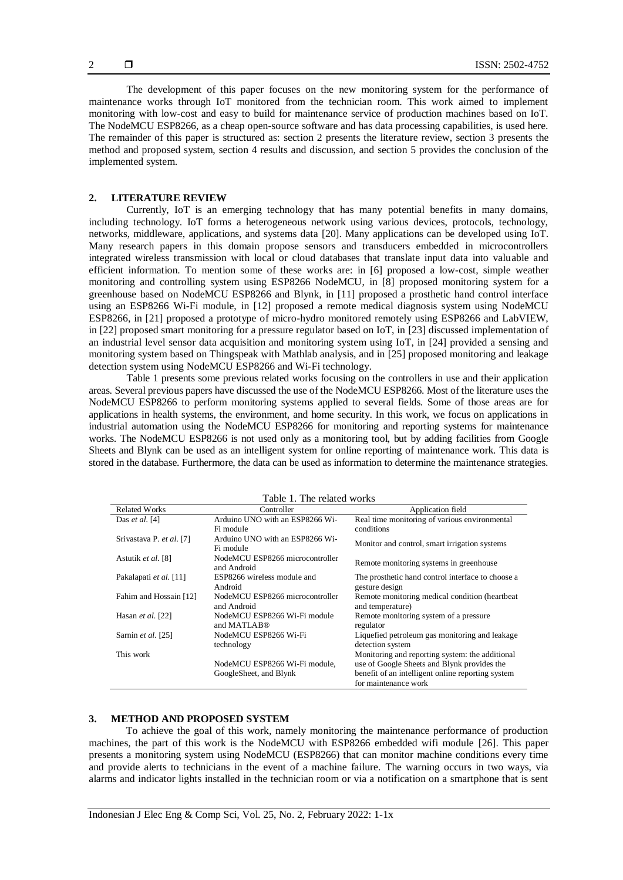The development of this paper focuses on the new monitoring system for the performance of maintenance works through IoT monitored from the technician room. This work aimed to implement monitoring with low-cost and easy to build for maintenance service of production machines based on IoT. The NodeMCU ESP8266, as a cheap open-source software and has data processing capabilities, is used here. The remainder of this paper is structured as: section 2 presents the literature review, section 3 presents the method and proposed system, section 4 results and discussion, and section 5 provides the conclusion of the implemented system.

## 2. LITERATURE REVIEW

Currently, IoT is an emerging technology that has many potential benefits in many domains, including technology. IoT forms a heterogeneous network using various devices, protocols, technology, networks, middleware, applications, and systems data [20]. Many applications can be developed using IoT. Many research papers in this domain propose sensors and transducers embedded in microcontrollers integrated wireless transmission with local or cloud databases that translate input data into valuable and efficient information. To mention some of these works are: in [6] proposed a low-cost, simple weather monitoring and controlling system using ESP8266 NodeMCU, in [8] proposed monitoring system for a greenhouse based on NodeMCU ESP8266 and Blynk, in [11] proposed a prosthetic hand control interface using an ESP8266 Wi-Fi module, in [12] proposed a remote medical diagnosis system using NodeMCU ESP8266, in [21] proposed a prototype of micro-hydro monitored remotely using ESP8266 and LabVIEW, in [22] proposed smart monitoring for a pressure regulator based on IoT, in [23] discussed implementation of an industrial level sensor data acquisition and monitoring system using IoT, in [24] provided a sensing and monitoring system based on Thingspeak with Mathlab analysis, and in [25] proposed monitoring and leakage detection system using NodeMCU ESP8266 and Wi-Fi technology.

Table 1 presents some previous related works focusing on the controllers in use and their application areas. Several previous papers have discussed the use of the NodeMCU ESP8266. Most of the literature uses the NodeMCU ESP8266 to perform monitoring systems applied to several fields. Some of those areas are for applications in health systems, the environment, and home security. In this work, we focus on applications in industrial automation using the NodeMCU ESP8266 for monitoring and reporting systems for maintenance works. The NodeMCU ESP8266 is not used only as a monitoring tool, but by adding facilities from Google Sheets and Blynk can be used as an intelligent system for online reporting of maintenance work. This data is stored in the database. Furthermore, the data can be used as information to determine the maintenance strategies.

Table 1. The related works

| Related Works | Controller | Application field |
|---|---|---|
| Das *et al.* [4] | Arduino UNO with an ESP8266 Wi-Fi module | Real time monitoring of various environmental conditions |
| Srivastava P. *et al.* [7] | Arduino UNO with an ESP8266 Wi-Fi module | Monitor and control, smart irrigation systems |
| Astutik *et al.* [8] | NodeMCU ESP8266 microcontroller and Android | Remote monitoring systems in greenhouse |
| Pakalapati *et al.* [11] | ESP8266 wireless module and Android | The prosthetic hand control interface to choose a gesture design |
| Fahim and Hossain [12] | NodeMCU ESP8266 microcontroller and Android | Remote monitoring medical condition (heartbeat and temperature) |
| Hasan *et al.* [22] | NodeMCU ESP8266 Wi-Fi module and MATLAB® | Remote monitoring system of a pressure regulator |
| Sarnin *et al.* [25] | NodeMCU ESP8266 Wi-Fi technology | Liquefied petroleum gas monitoring and leakage detection system |
| This work | NodeMCU ESP8266 Wi-Fi module, GoogleSheet, and Blynk | Monitoring and reporting system: the additional use of Google Sheets and Blynk provides the benefit of an intelligent online reporting system for maintenance work |

## 3. METHOD AND PROPOSED SYSTEM

To achieve the goal of this work, namely monitoring the maintenance performance of production machines, the part of this work is the NodeMCU with ESP8266 embedded wifi module [26]. This paper presents a monitoring system using NodeMCU (ESP8266) that can monitor machine conditions every time and provide alerts to technicians in the event of a machine failure. The warning occurs in two ways, via alarms and indicator lights installed in the technician room or via a notification on a smartphone that is sent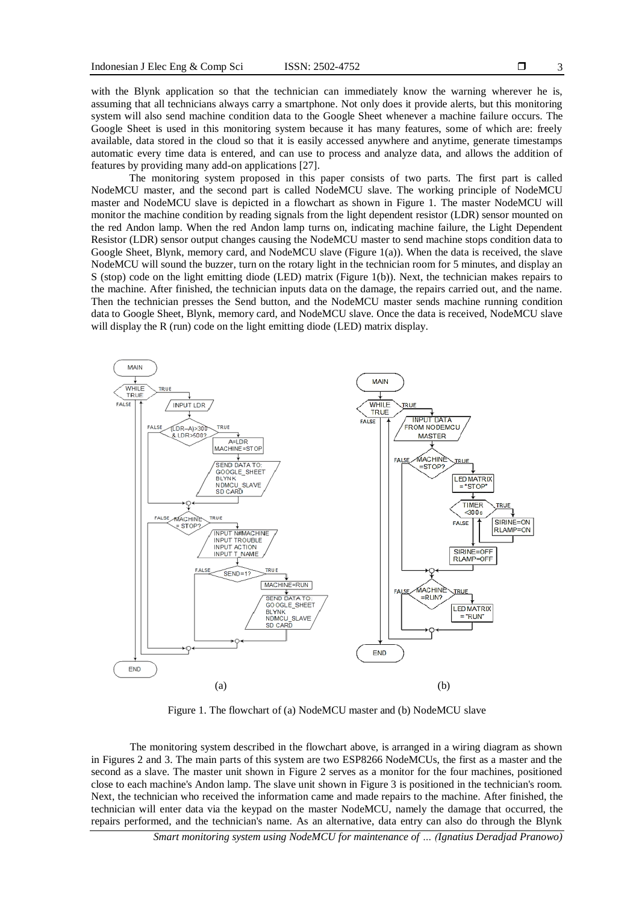with the Blynk application so that the technician can immediately know the warning wherever he is, assuming that all technicians always carry a smartphone. Not only does it provide alerts, but this monitoring system will also send machine condition data to the Google Sheet whenever a machine failure occurs. The Google Sheet is used in this monitoring system because it has many features, some of which are: freely available, data stored in the cloud so that it is easily accessed anywhere and anytime, generate timestamps automatic every time data is entered, and can use to process and analyze data, and allows the addition of features by providing many add-on applications [27].

The monitoring system proposed in this paper consists of two parts. The first part is called NodeMCU master, and the second part is called NodeMCU slave. The working principle of NodeMCU master and NodeMCU slave is depicted in a flowchart as shown in Figure 1. The master NodeMCU will monitor the machine condition by reading signals from the light dependent resistor (LDR) sensor mounted on the red Andon lamp. When the red Andon lamp turns on, indicating machine failure, the Light Dependent Resistor (LDR) sensor output changes causing the NodeMCU master to send machine stops condition data to Google Sheet, Blynk, memory card, and NodeMCU slave (Figure 1(a)). When the data is received, the slave NodeMCU will sound the buzzer, turn on the rotary light in the technician room for 5 minutes, and display an S (stop) code on the light emitting diode (LED) matrix (Figure 1(b)). Next, the technician makes repairs to the machine. After finished, the technician inputs data on the damage, the repairs carried out, and the name. Then the technician presses the Send button, and the NodeMCU master sends machine running condition data to Google Sheet, Blynk, memory card, and NodeMCU slave. Once the data is received, NodeMCU slave will display the R (run) code on the light emitting diode (LED) matrix display.

(a) (b)

Figure 1. The flowchart of (a) NodeMCU master and (b) NodeMCU slave

The monitoring system described in the flowchart above, is arranged in a wiring diagram as shown in Figures 2 and 3. The main parts of this system are two ESP8266 NodeMCUs, the first as a master and the second as a slave. The master unit shown in Figure 2 serves as a monitor for the four machines, positioned close to each machine's Andon lamp. The slave unit shown in Figure 3 is positioned in the technician's room. Next, the technician who received the information came and made repairs to the machine. After finished, the technician will enter data via the keypad on the master NodeMCU, namely the damage that occurred, the repairs performed, and the technician's name. As an alternative, data entry can also do through the Blynk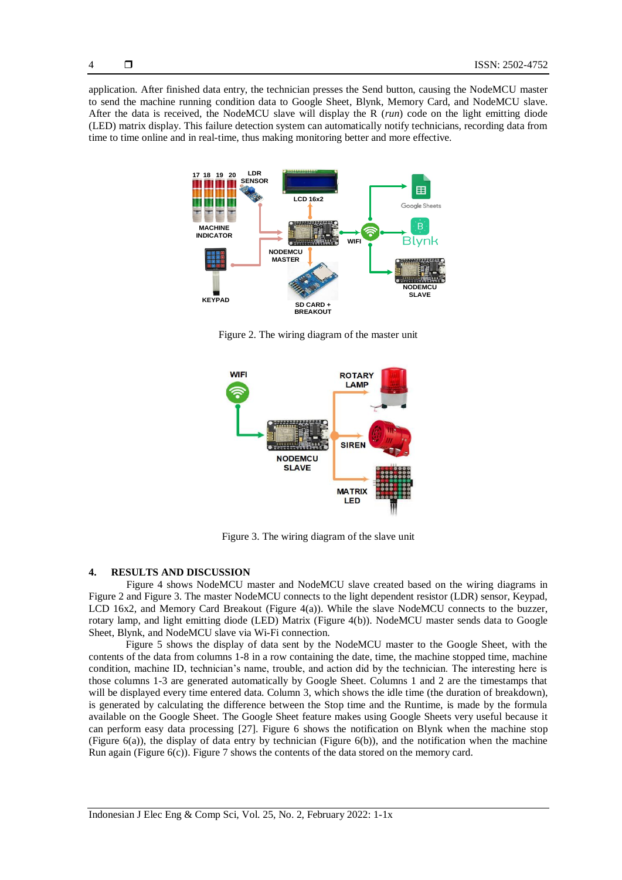application. After finished data entry, the technician presses the Send button, causing the NodeMCU master to send the machine running condition data to Google Sheet, Blynk, Memory Card, and NodeMCU slave. After the data is received, the NodeMCU slave will display the R (*run*) code on the light emitting diode (LED) matrix display. This failure detection system can automatically notify technicians, recording data from time to time online and in real-time, thus making monitoring better and more effective.

Figure 2. The wiring diagram of the master unit

Figure 3. The wiring diagram of the slave unit

## 4. RESULTS AND DISCUSSION

Figure 4 shows NodeMCU master and NodeMCU slave created based on the wiring diagrams in Figure 2 and Figure 3. The master NodeMCU connects to the light dependent resistor (LDR) sensor, Keypad, LCD 16x2, and Memory Card Breakout (Figure 4(a)). While the slave NodeMCU connects to the buzzer, rotary lamp, and light emitting diode (LED) Matrix (Figure 4(b)). NodeMCU master sends data to Google Sheet, Blynk, and NodeMCU slave via Wi-Fi connection.

Figure 5 shows the display of data sent by the NodeMCU master to the Google Sheet, with the contents of the data from columns 1-8 in a row containing the date, time, the machine stopped time, machine condition, machine ID, technician's name, trouble, and action did by the technician. The interesting here is those columns 1-3 are generated automatically by Google Sheet. Columns 1 and 2 are the timestamps that will be displayed every time entered data. Column 3, which shows the idle time (the duration of breakdown), is generated by calculating the difference between the Stop time and the Runtime, is made by the formula available on the Google Sheet. The Google Sheet feature makes using Google Sheets very useful because it can perform easy data processing [27]. Figure 6 shows the notification on Blynk when the machine stop (Figure 6(a)), the display of data entry by technician (Figure 6(b)), and the notification when the machine Run again (Figure 6(c)). Figure 7 shows the contents of the data stored on the memory card.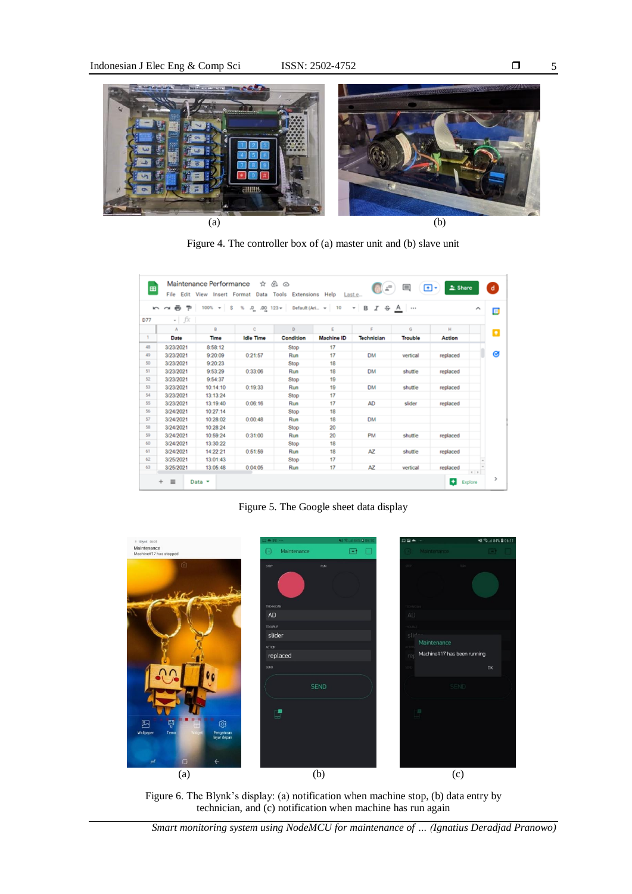(a) (b)

Figure 4. The controller box of (a) master unit and (b) slave unit

Figure 5. The Google sheet data display

(a) (b) (c)

Figure 6. The Blynk's display: (a) notification when machine stop, (b) data entry by technician, and (c) notification when machine has run again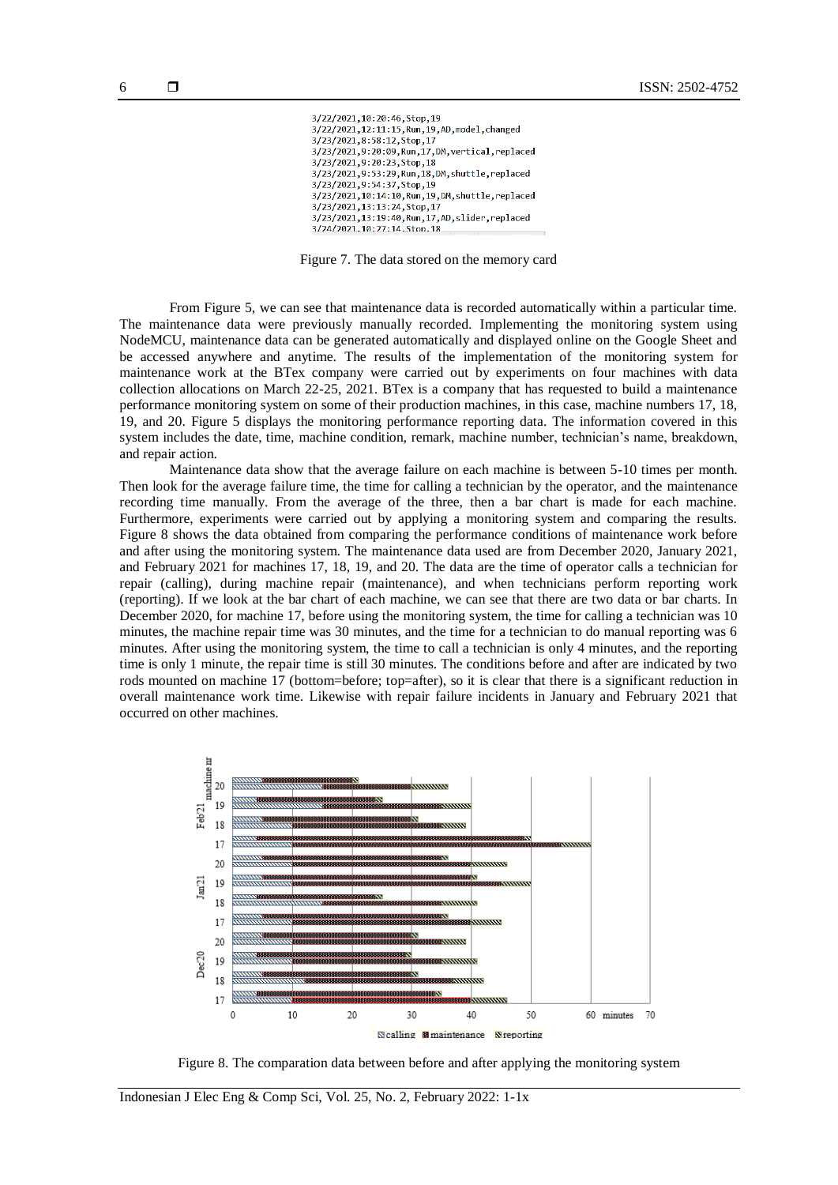```
3/22/2021,10:20:46,Stop,19
3/22/2021,12:11:15,Run,19,AD,model,changed
3/23/2021,8:58:12,Stop,17
3/23/2021,9:20:09,Run,17,DM,vertical,replaced
3/23/2021,9:20:23,Stop,18
3/23/2021,9:53:29,Run,18,DM,shuttle,replaced
3/23/2021,9:54:37,Stop,19
3/23/2021,10:14:10,Run,19,DM,shuttle,replaced
3/23/2021,13:13:24,Stop,17
3/23/2021,13:19:40,Run,17,AD,slider,replaced
3/24/2021,10:27:14,Stop,18
```

Figure 7. The data stored on the memory card

From Figure 5, we can see that maintenance data is recorded automatically within a particular time. The maintenance data were previously manually recorded. Implementing the monitoring system using NodeMCU, maintenance data can be generated automatically and displayed online on the Google Sheet and be accessed anywhere and anytime. The results of the implementation of the monitoring system for maintenance work at the BTex company were carried out by experiments on four machines with data collection allocations on March 22-25, 2021. BTex is a company that has requested to build a maintenance performance monitoring system on some of their production machines, in this case, machine numbers 17, 18, 19, and 20. Figure 5 displays the monitoring performance reporting data. The information covered in this system includes the date, time, machine condition, remark, machine number, technician's name, breakdown, and repair action.

Maintenance data show that the average failure on each machine is between 5-10 times per month. Then look for the average failure time, the time for calling a technician by the operator, and the maintenance recording time manually. From the average of the three, then a bar chart is made for each machine. Furthermore, experiments were carried out by applying a monitoring system and comparing the results. Figure 8 shows the data obtained from comparing the performance conditions of maintenance work before and after using the monitoring system. The maintenance data used are from December 2020, January 2021, and February 2021 for machines 17, 18, 19, and 20. The data are the time of operator calls a technician for repair (calling), during machine repair (maintenance), and when technicians perform reporting work (reporting). If we look at the bar chart of each machine, we can see that there are two data or bar charts. In December 2020, for machine 17, before using the monitoring system, the time for calling a technician was 10 minutes, the machine repair time was 30 minutes, and the time for a technician to do manual reporting was 6 minutes. After using the monitoring system, the time to call a technician is only 4 minutes, and the reporting time is only 1 minute, the repair time is still 30 minutes. The conditions before and after are indicated by two rods mounted on machine 17 (bottom=before; top=after), so it is clear that there is a significant reduction in overall maintenance work time. Likewise with repair failure incidents in January and February 2021 that occurred on other machines.

Figure 8. The comparation data between before and after applying the monitoring system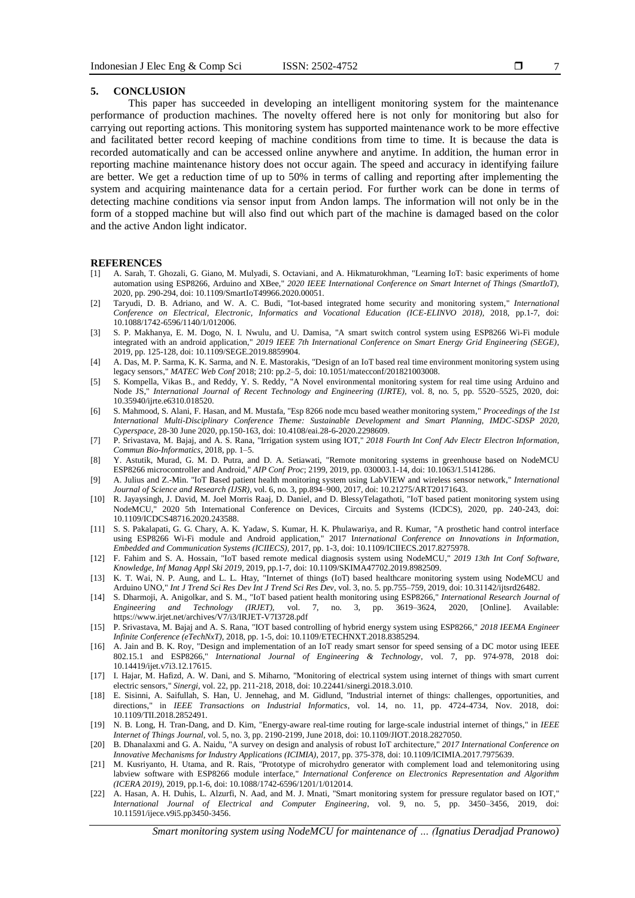## 5. CONCLUSION

This paper has succeeded in developing an intelligent monitoring system for the maintenance performance of production machines. The novelty offered here is not only for monitoring but also for carrying out reporting actions. This monitoring system has supported maintenance work to be more effective and facilitated better record keeping of machine conditions from time to time. It is because the data is recorded automatically and can be accessed online anywhere and anytime. In addition, the human error in reporting machine maintenance history does not occur again. The speed and accuracy in identifying failure are better. We get a reduction time of up to 50% in terms of calling and reporting after implementing the system and acquiring maintenance data for a certain period. For further work can be done in terms of detecting machine conditions via sensor input from Andon lamps. The information will not only be in the form of a stopped machine but will also find out which part of the machine is damaged based on the color and the active Andon light indicator.

## REFERENCES

[1] A. Sarah, T. Ghozali, G. Giano, M. Mulyadi, S. Octaviani, and A. Hikmaturokhman, "Learning IoT: basic experiments of home automation using ESP8266, Arduino and XBee," *2020 IEEE International Conference on Smart Internet of Things (SmartIoT)*, 2020, pp. 290-294, doi: 10.1109/SmartIoT49966.2020.00051.

[2] Taryudi, D. B. Adriano, and W. A. C. Budi, "Iot-based integrated home security and monitoring system," *International Conference on Electrical, Electronic, Informatics and Vocational Education (ICE-ELINVO 2018)*, 2018, pp.1-7, doi: 10.1088/1742-6596/1140/1/012006.

[3] S. P. Makhanya, E. M. Dogo, N. I. Nwulu, and U. Damisa, "A smart switch control system using ESP8266 Wi-Fi module integrated with an android application," *2019 IEEE 7th International Conference on Smart Energy Grid Engineering (SEGE)*, 2019, pp. 125-128, doi: 10.1109/SEGE.2019.8859904.

[4] A. Das, M. P. Sarma, K. K. Sarma, and N. E. Mastorakis, "Design of an IoT based real time environment monitoring system using legacy sensors," *MATEC Web Conf* 2018; 210: pp.2–5, doi: 10.1051/matecconf/201821003008.

[5] S. Kompella, Vikas B., and Reddy, Y. S. Reddy, "A Novel environmental monitoring system for real time using Arduino and Node JS," *International Journal of Recent Technology and Engineering (IJRTE)*, vol. 8, no. 5, pp. 5520–5525, 2020, doi: 10.35940/ijrte.e6310.018520.

[6] S. Mahmood, S. Alani, F. Hasan, and M. Mustafa, "Esp 8266 node mcu based weather monitoring system," *Proceedings of the 1st International Multi-Disciplinary Conference Theme: Sustainable Development and Smart Planning, IMDC-SDSP 2020, Cyperspace*, 28-30 June 2020, pp.150-163, doi: 10.4108/eai.28-6-2020.2298609.

[7] P. Srivastava, M. Bajaj, and A. S. Rana, "Irrigation system using IOT," *2018 Fourth Int Conf Adv Electr Electron Information, Commun Bio-Informatics*, 2018, pp. 1–5.

[8] Y. Astutik, Murad, G. M. D. Putra, and D. A. Setiawati, "Remote monitoring systems in greenhouse based on NodeMCU ESP8266 microcontroller and Android," *AIP Conf Proc*; 2199, 2019, pp. 030003.1-14, doi: 10.1063/1.5141286.

[9] A. Julius and Z.-Min. "IoT Based patient health monitoring system using LabVIEW and wireless sensor network," *International Journal of Science and Research (IJSR)*, vol. 6, no. 3, pp.894–900, 2017, doi: 10.21275/ART20171643.

[10] R. Jayaysingh, J. David, M. Joel Morris Raaj, D. Daniel, and D. BlessyTelagathoti, "IoT based patient monitoring system using NodeMCU," 2020 5th International Conference on Devices, Circuits and Systems (ICDCS), 2020, pp. 240-243, doi: 10.1109/ICDCS48716.2020.243588.

[11] S. S. Pakalapati, G. G. Chary, A. K. Yadaw, S. Kumar, H. K. Phulawariya, and R. Kumar, "A prosthetic hand control interface using ESP8266 Wi-Fi module and Android application," 2017 I*nternational Conference on Innovations in Information, Embedded and Communication Systems (ICIIECS)*, 2017, pp. 1-3, doi: 10.1109/ICIIECS.2017.8275978.

[12] F. Fahim and S. A. Hossain, "IoT based remote medical diagnosis system using NodeMCU," *2019 13th Int Conf Software, Knowledge, Inf Manag Appl Ski 2019*, 2019, pp.1-7, doi: 10.1109/SKIMA47702.2019.8982509.

[13] K. T. Wai, N. P. Aung, and L. L. Htay, "Internet of things (IoT) based healthcare monitoring system using NodeMCU and Arduino UNO," *Int J Trend Sci Res Dev Int J Trend Sci Res Dev*, vol. 3, no. 5. pp.755–759, 2019, doi: 10.31142/ijtsrd26482.

[14] S. Dharmoji, A. Anigolkar, and S. M., "IoT based patient health monitoring using ESP8266," *International Research Journal of Engineering and Technology (IRJET)*, vol. 7, no. 3, pp. 3619–3624, 2020, [Online]. Available: https://www.irjet.net/archives/V7/i3/IRJET-V7I3728.pdf

[15] P. Srivastava, M. Bajaj and A. S. Rana, "IOT based controlling of hybrid energy system using ESP8266," *2018 IEEMA Engineer Infinite Conference (eTechNxT)*, 2018, pp. 1-5, doi: 10.1109/ETECHNXT.2018.8385294.

[16] A. Jain and B. K. Roy, "Design and implementation of an IoT ready smart sensor for speed sensing of a DC motor using IEEE 802.15.1 and ESP8266," *International Journal of Engineering & Technology*, vol. 7, pp. 974-978, 2018 doi: 10.14419/ijet.v7i3.12.17615.

[17] I. Hajar, M. Hafizd, A. W. Dani, and S. Miharno, "Monitoring of electrical system using internet of things with smart current electric sensors," *Sinergi*, vol. 22, pp. 211-218, 2018, doi: 10.22441/sinergi.2018.3.010.

[18] E. Sisinni, A. Saifullah, S. Han, U. Jennehag, and M. Gidlund, "Industrial internet of things: challenges, opportunities, and directions," in *IEEE Transactions on Industrial Informatics*, vol. 14, no. 11, pp. 4724-4734, Nov. 2018, doi: 10.1109/TII.2018.2852491.

[19] N. B. Long, H. Tran-Dang, and D. Kim, "Energy-aware real-time routing for large-scale industrial internet of things," in *IEEE Internet of Things Journal*, vol. 5, no. 3, pp. 2190-2199, June 2018, doi: 10.1109/JIOT.2018.2827050.

[20] B. Dhanalaxmi and G. A. Naidu, "A survey on design and analysis of robust IoT architecture," *2017 International Conference on Innovative Mechanisms for Industry Applications (ICIMIA)*, 2017, pp. 375-378, doi: 10.1109/ICIMIA.2017.7975639.

[21] M. Kusriyanto, H. Utama, and R. Rais, "Prototype of microhydro generator with complement load and telemonitoring using labview software with ESP8266 module interface," *International Conference on Electronics Representation and Algorithm (ICERA 2019)*, 2019, pp.1-6, doi: 10.1088/1742-6596/1201/1/012014.

[22] A. Hasan, A. H. Duhis, L. Alzurfi, N. Aad, and M. J. Mnati, "Smart monitoring system for pressure regulator based on IOT," *International Journal of Electrical and Computer Engineering*, vol. 9, no. 5, pp. 3450–3456, 2019, doi: 10.11591/ijece.v9i5.pp3450-3456.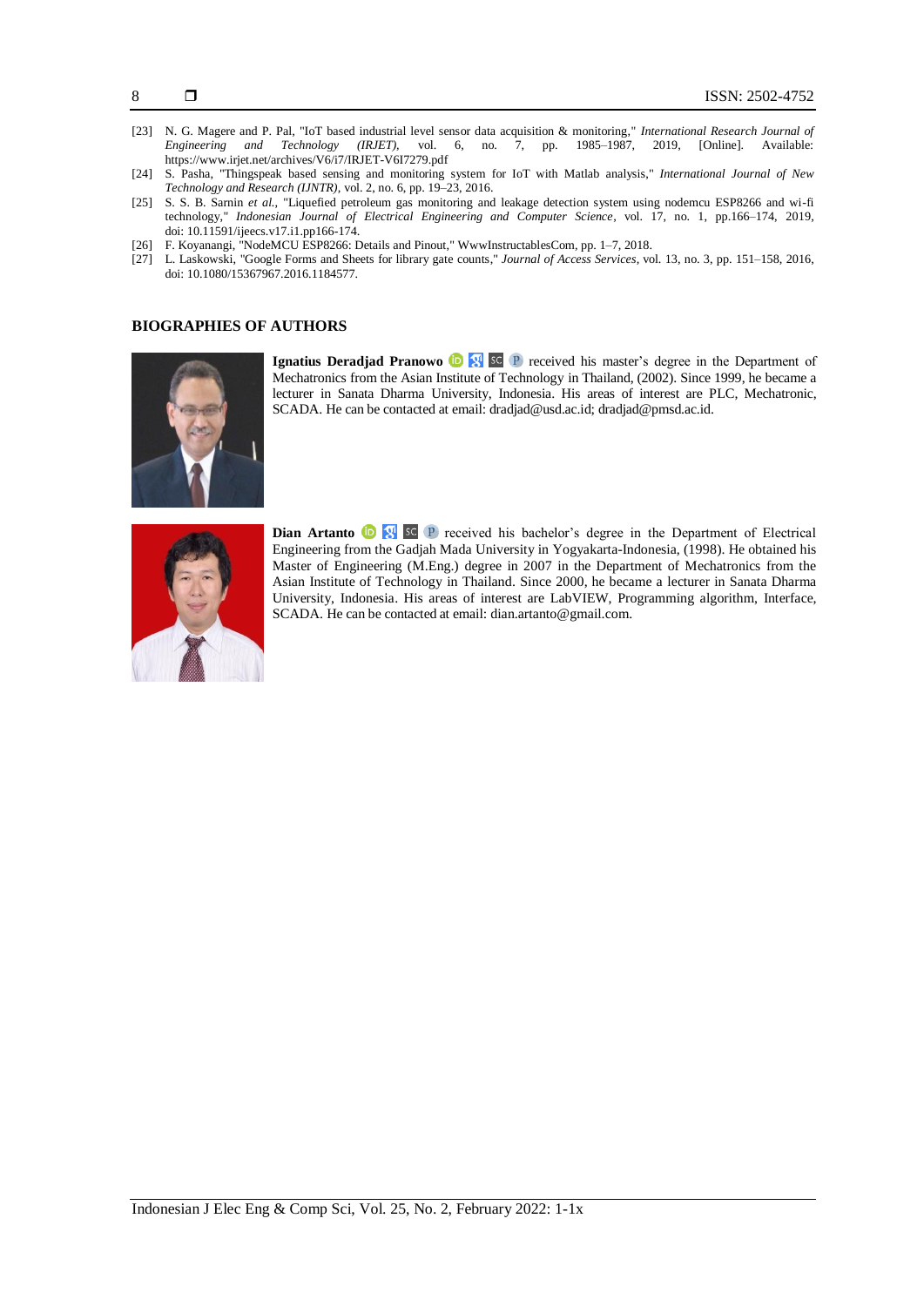[23] N. G. Magere and P. Pal, "IoT based industrial level sensor data acquisition & monitoring," *International Research Journal of Engineering and Technology (IRJET)*, vol. 6, no. 7, pp. 1985–1987, 2019, [Online]. Available: https://www.irjet.net/archives/V6/i7/IRJET-V6I7279.pdf

[24] S. Pasha, "Thingspeak based sensing and monitoring system for IoT with Matlab analysis," *International Journal of New Technology and Research (IJNTR)*, vol. 2, no. 6, pp. 19–23, 2016.

[25] S. S. B. Sarnin *et al.*, "Liquefied petroleum gas monitoring and leakage detection system using nodemcu ESP8266 and wi-fi technology," *Indonesian Journal of Electrical Engineering and Computer Science*, vol. 17, no. 1, pp.166–174, 2019, doi: 10.11591/ijeecs.v17.i1.pp166-174.

[26] F. Koyanangi, "NodeMCU ESP8266: Details and Pinout," WwwInstructablesCom, pp. 1–7, 2018.

[27] L. Laskowski, "Google Forms and Sheets for library gate counts," *Journal of Access Services*, vol. 13, no. 3, pp. 151–158, 2016, doi: 10.1080/15367967.2016.1184577.

## BIOGRAPHIES OF AUTHORS

**Ignatius Deradjad Pranowo** received his master's degree in the Department of Mechatronics from the Asian Institute of Technology in Thailand, (2002). Since 1999, he became a lecturer in Sanata Dharma University, Indonesia. His areas of interest are PLC, Mechatronic, SCADA. He can be contacted at email: dradjad@usd.ac.id; dradjad@pmsd.ac.id.

**Dian Artanto** received his bachelor's degree in the Department of Electrical Engineering from the Gadjah Mada University in Yogyakarta-Indonesia, (1998). He obtained his Master of Engineering (M.Eng.) degree in 2007 in the Department of Mechatronics from the Asian Institute of Technology in Thailand. Since 2000, he became a lecturer in Sanata Dharma University, Indonesia. His areas of interest are LabVIEW, Programming algorithm, Interface, SCADA. He can be contacted at email: dian.artanto@gmail.com.